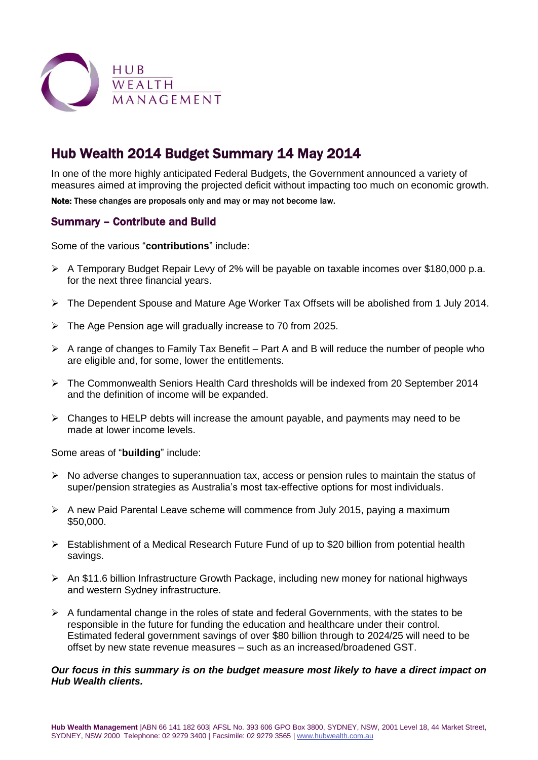HUB WEALTH MANAGEMENT

# Hub Wealth 2014 Budget Summary 14 May 2014

In one of the more highly anticipated Federal Budgets, the Government announced a variety of measures aimed at improving the projected deficit without impacting too much on economic growth.

**Note:** These changes are proposals only and may or may not become law.

## Summary – Contribute and Build

Some of the various "**contributions**" include:

- A Temporary Budget Repair Levy of 2% will be payable on taxable incomes over $180,000 p.a. for the next three financial years.
- The Dependent Spouse and Mature Age Worker Tax Offsets will be abolished from 1 July 2014.
- The Age Pension age will gradually increase to 70 from 2025.
- A range of changes to Family Tax Benefit – Part A and B will reduce the number of people who are eligible and, for some, lower the entitlements.
- The Commonwealth Seniors Health Card thresholds will be indexed from 20 September 2014 and the definition of income will be expanded.
- Changes to HELP debts will increase the amount payable, and payments may need to be made at lower income levels.

Some areas of "**building**" include:

- No adverse changes to superannuation tax, access or pension rules to maintain the status of super/pension strategies as Australia's most tax-effective options for most individuals.
- A new Paid Parental Leave scheme will commence from July 2015, paying a maximum $50,000.
- Establishment of a Medical Research Future Fund of up to $20 billion from potential health savings.
- An $11.6 billion Infrastructure Growth Package, including new money for national highways and western Sydney infrastructure.
- A fundamental change in the roles of state and federal Governments, with the states to be responsible in the future for funding the education and healthcare under their control. Estimated federal government savings of over $80 billion through to 2024/25 will need to be offset by new state revenue measures – such as an increased/broadened GST.

***Our focus in this summary is on the budget measure most likely to have a direct impact on Hub Wealth clients.***

**Hub Wealth Management** |ABN 66 141 182 603| AFSL No. 393 606 GPO Box 3800, SYDNEY, NSW, 2001 Level 18, 44 Market Street, SYDNEY, NSW 2000 Telephone: 02 9279 3400 | Facsimile: 02 9279 3565 | www.hubwealth.com.au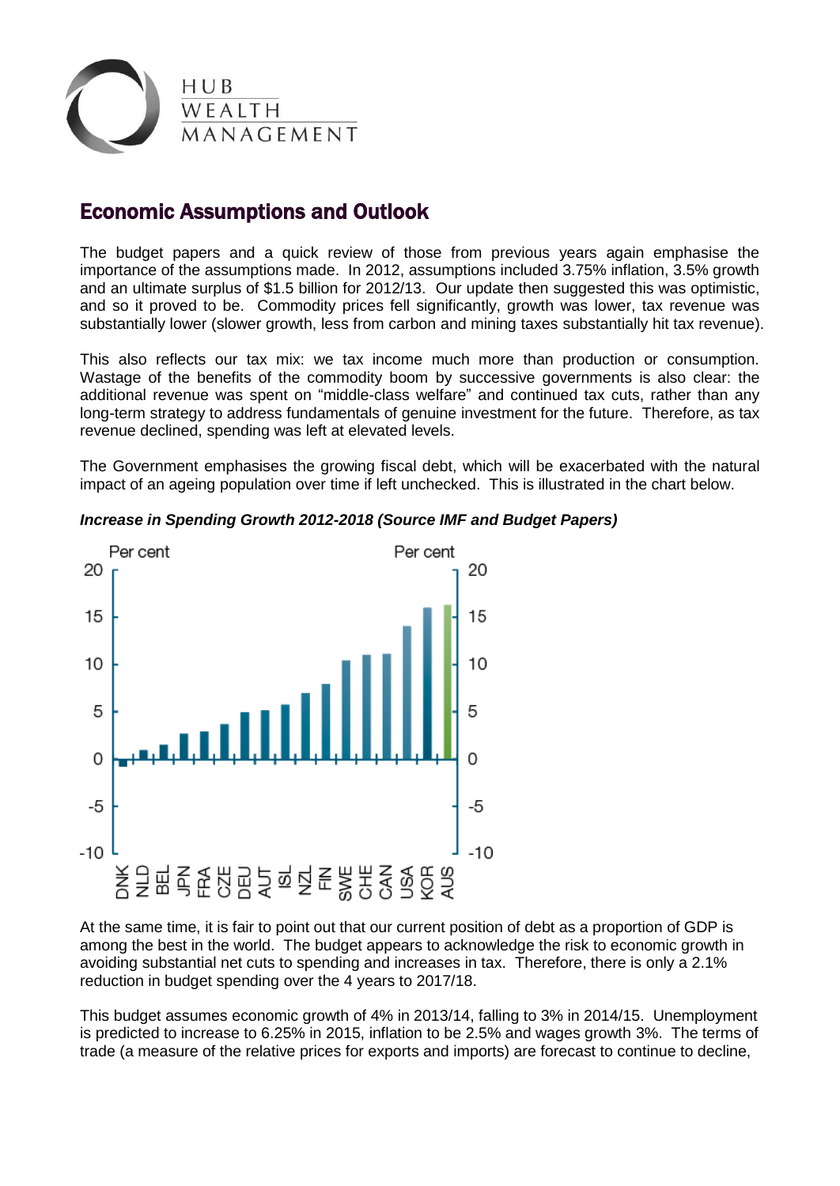## Economic Assumptions and Outlook

The budget papers and a quick review of those from previous years again emphasise the importance of the assumptions made. In 2012, assumptions included 3.75% inflation, 3.5% growth and an ultimate surplus of $1.5 billion for 2012/13. Our update then suggested this was optimistic, and so it proved to be. Commodity prices fell significantly, growth was lower, tax revenue was substantially lower (slower growth, less from carbon and mining taxes substantially hit tax revenue).

This also reflects our tax mix: we tax income much more than production or consumption. Wastage of the benefits of the commodity boom by successive governments is also clear: the additional revenue was spent on "middle-class welfare" and continued tax cuts, rather than any long-term strategy to address fundamentals of genuine investment for the future. Therefore, as tax revenue declined, spending was left at elevated levels.

The Government emphasises the growing fiscal debt, which will be exacerbated with the natural impact of an ageing population over time if left unchecked. This is illustrated in the chart below.

***Increase in Spending Growth 2012-2018 (Source IMF and Budget Papers)***

At the same time, it is fair to point out that our current position of debt as a proportion of GDP is among the best in the world. The budget appears to acknowledge the risk to economic growth in avoiding substantial net cuts to spending and increases in tax. Therefore, there is only a 2.1% reduction in budget spending over the 4 years to 2017/18.

This budget assumes economic growth of 4% in 2013/14, falling to 3% in 2014/15. Unemployment is predicted to increase to 6.25% in 2015, inflation to be 2.5% and wages growth 3%. The terms of trade (a measure of the relative prices for exports and imports) are forecast to continue to decline,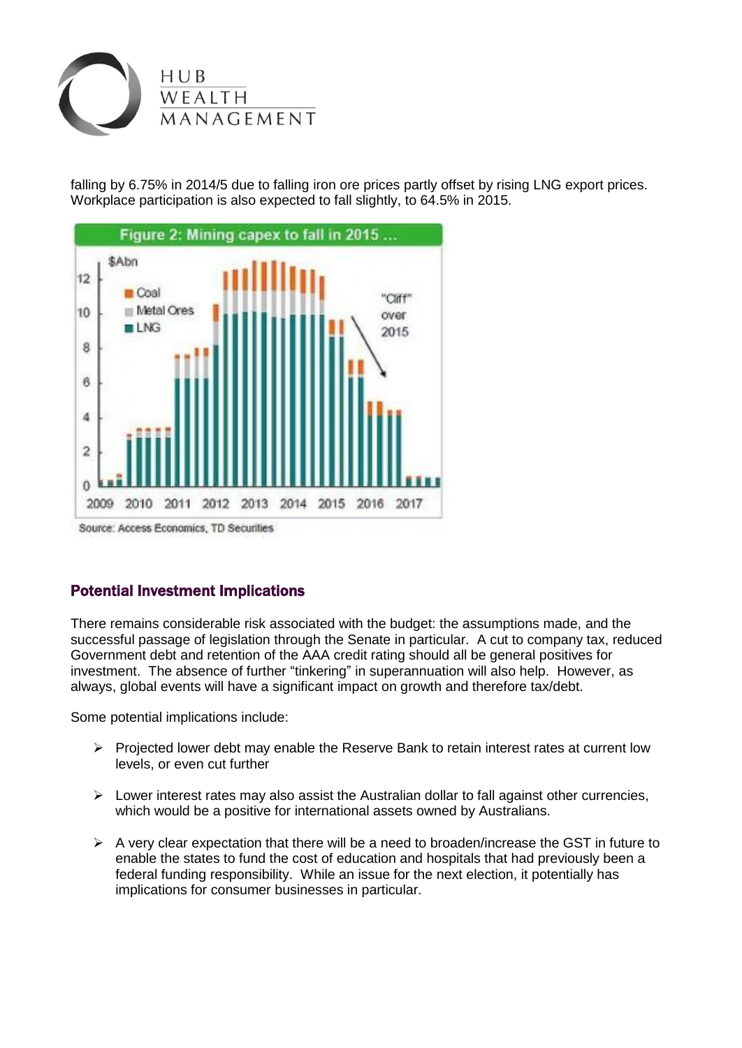falling by 6.75% in 2014/5 due to falling iron ore prices partly offset by rising LNG export prices. Workplace participation is also expected to fall slightly, to 64.5% in 2015.

Figure 2: Mining capex to fall in 2015 ...

Source: Access Economics, TD Securities

## Potential Investment Implications

There remains considerable risk associated with the budget: the assumptions made, and the successful passage of legislation through the Senate in particular. A cut to company tax, reduced Government debt and retention of the AAA credit rating should all be general positives for investment. The absence of further “tinkering” in superannuation will also help. However, as always, global events will have a significant impact on growth and therefore tax/debt.

Some potential implications include:

- Projected lower debt may enable the Reserve Bank to retain interest rates at current low levels, or even cut further
- Lower interest rates may also assist the Australian dollar to fall against other currencies, which would be a positive for international assets owned by Australians.
- A very clear expectation that there will be a need to broaden/increase the GST in future to enable the states to fund the cost of education and hospitals that had previously been a federal funding responsibility. While an issue for the next election, it potentially has implications for consumer businesses in particular.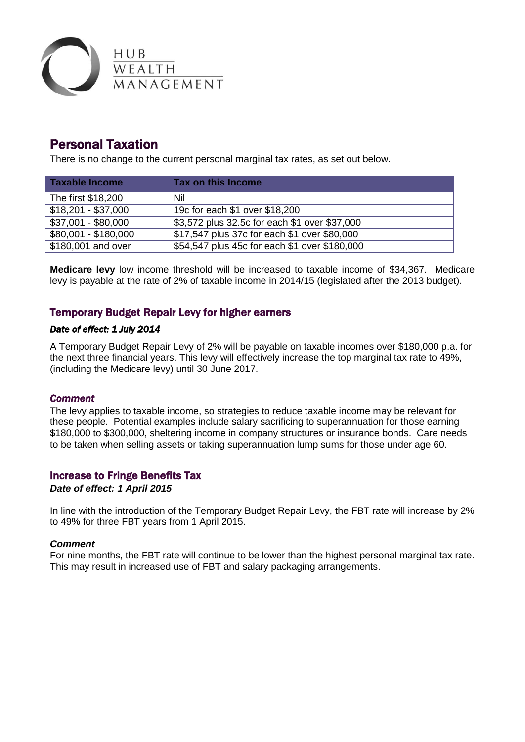HUB WEALTH MANAGEMENT

## Personal Taxation

There is no change to the current personal marginal tax rates, as set out below.

| Taxable Income | Tax on this Income |
|---|---|
| The first $18,200 | Nil |
| $18,201 - $37,000 | 19c for each $1 over $18,200 |
| $37,001 - $80,000 | $3,572 plus 32.5c for each $1 over $37,000 |
| $80,001 - $180,000 | $17,547 plus 37c for each $1 over $80,000 |
| $180,001 and over | $54,547 plus 45c for each $1 over $180,000 |

**Medicare levy** low income threshold will be increased to taxable income of $34,367. Medicare levy is payable at the rate of 2% of taxable income in 2014/15 (legislated after the 2013 budget).

### Temporary Budget Repair Levy for higher earners

***Date of effect: 1 July 2014***

A Temporary Budget Repair Levy of 2% will be payable on taxable incomes over $180,000 p.a. for the next three financial years. This levy will effectively increase the top marginal tax rate to 49%, (including the Medicare levy) until 30 June 2017.

***Comment***

The levy applies to taxable income, so strategies to reduce taxable income may be relevant for these people. Potential examples include salary sacrificing to superannuation for those earning $180,000 to $300,000, sheltering income in company structures or insurance bonds. Care needs to be taken when selling assets or taking superannuation lump sums for those under age 60.

### Increase to Fringe Benefits Tax

***Date of effect: 1 April 2015***

In line with the introduction of the Temporary Budget Repair Levy, the FBT rate will increase by 2% to 49% for three FBT years from 1 April 2015.

***Comment***

For nine months, the FBT rate will continue to be lower than the highest personal marginal tax rate. This may result in increased use of FBT and salary packaging arrangements.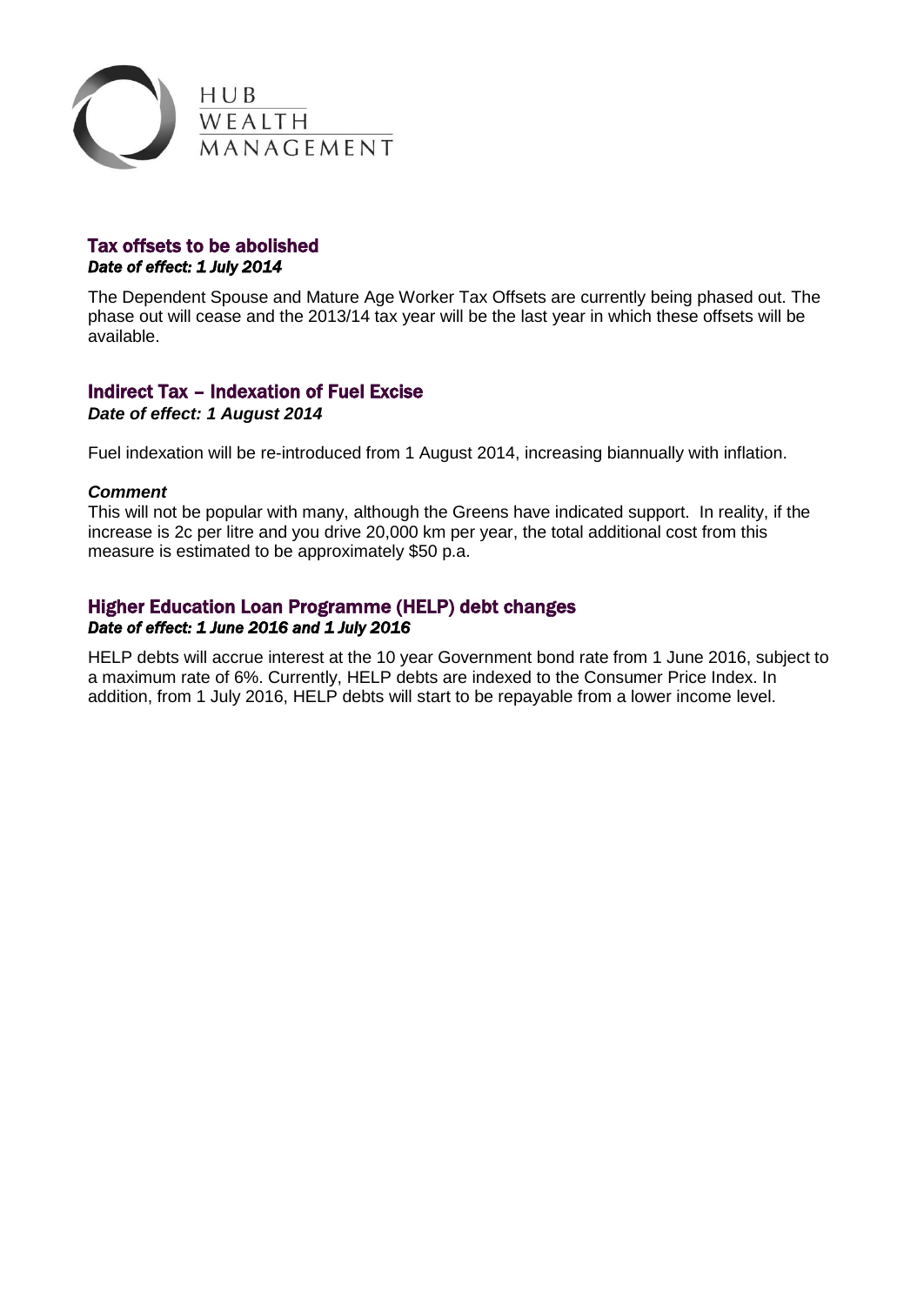## Tax offsets to be abolished

***Date of effect: 1 July 2014***

The Dependent Spouse and Mature Age Worker Tax Offsets are currently being phased out. The phase out will cease and the 2013/14 tax year will be the last year in which these offsets will be available.

## Indirect Tax – Indexation of Fuel Excise

***Date of effect: 1 August 2014***

Fuel indexation will be re-introduced from 1 August 2014, increasing biannually with inflation.

***Comment***

This will not be popular with many, although the Greens have indicated support. In reality, if the increase is 2c per litre and you drive 20,000 km per year, the total additional cost from this measure is estimated to be approximately $50 p.a.

## Higher Education Loan Programme (HELP) debt changes

***Date of effect: 1 June 2016 and 1 July 2016***

HELP debts will accrue interest at the 10 year Government bond rate from 1 June 2016, subject to a maximum rate of 6%. Currently, HELP debts are indexed to the Consumer Price Index. In addition, from 1 July 2016, HELP debts will start to be repayable from a lower income level.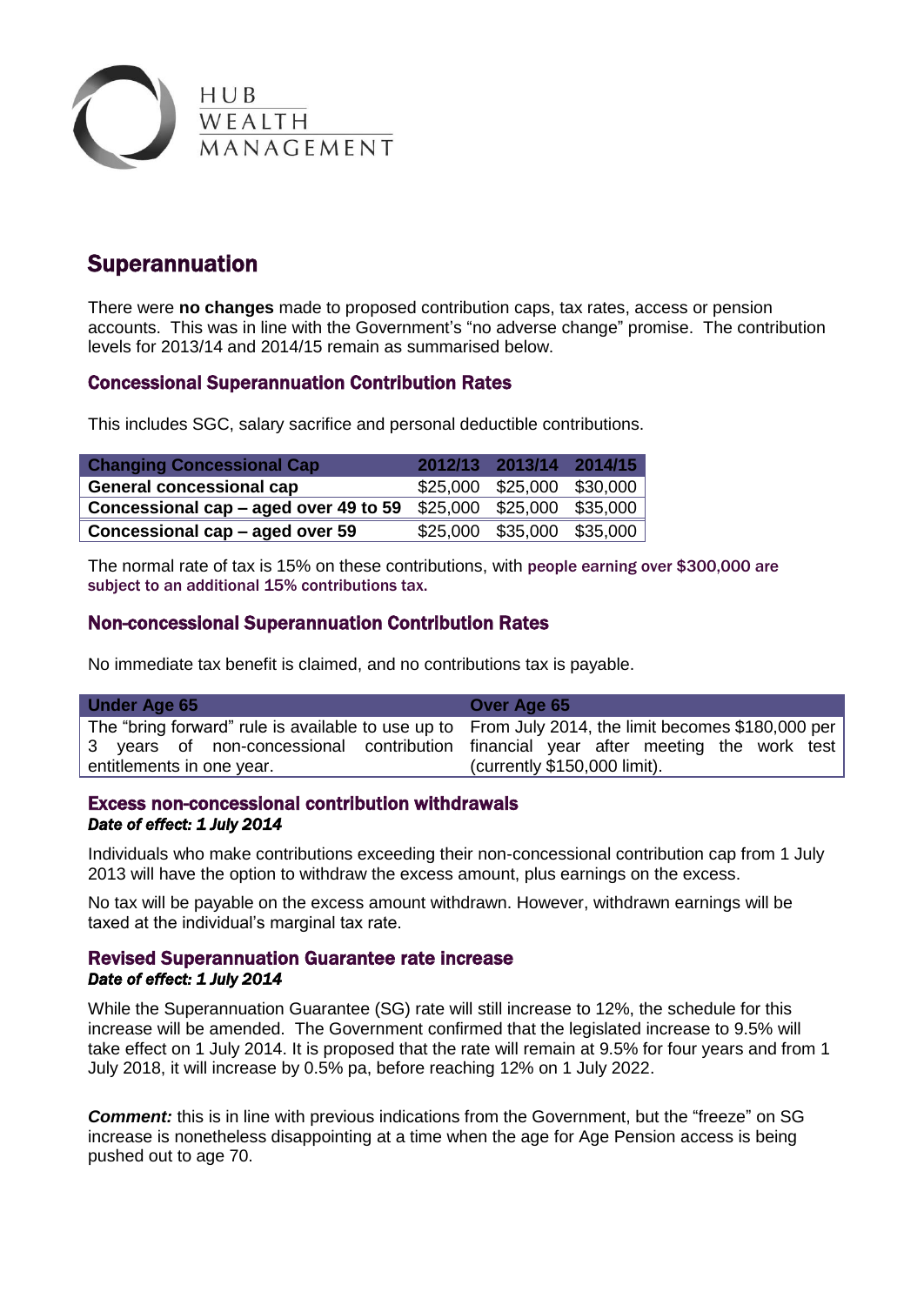HUB
WEALTH
MANAGEMENT

## Superannuation

There were **no changes** made to proposed contribution caps, tax rates, access or pension accounts. This was in line with the Government's "no adverse change" promise. The contribution levels for 2013/14 and 2014/15 remain as summarised below.

### Concessional Superannuation Contribution Rates

This includes SGC, salary sacrifice and personal deductible contributions.

| Changing Concessional Cap | 2012/13 | 2013/14 | 2014/15 |
|---|---|---|---|
| **General concessional cap** | $25,000 | $25,000 | $30,000 |
| **Concessional cap – aged over 49 to 59** | $25,000 | $25,000 | $35,000 |
| **Concessional cap – aged over 59** | $25,000 | $35,000 | $35,000 |

The normal rate of tax is 15% on these contributions, with people earning over $300,000 are subject to an additional 15% contributions tax.

### Non-concessional Superannuation Contribution Rates

No immediate tax benefit is claimed, and no contributions tax is payable.

| Under Age 65 | Over Age 65 |
|---|---|
| The "bring forward" rule is available to use up to 3 years of non-concessional contribution entitlements in one year. | From July 2014, the limit becomes $180,000 per financial year after meeting the work test (currently $150,000 limit). |

### Excess non-concessional contribution withdrawals

***Date of effect: 1 July 2014***

Individuals who make contributions exceeding their non-concessional contribution cap from 1 July 2013 will have the option to withdraw the excess amount, plus earnings on the excess.

No tax will be payable on the excess amount withdrawn. However, withdrawn earnings will be taxed at the individual's marginal tax rate.

### Revised Superannuation Guarantee rate increase

***Date of effect: 1 July 2014***

While the Superannuation Guarantee (SG) rate will still increase to 12%, the schedule for this increase will be amended. The Government confirmed that the legislated increase to 9.5% will take effect on 1 July 2014. It is proposed that the rate will remain at 9.5% for four years and from 1 July 2018, it will increase by 0.5% pa, before reaching 12% on 1 July 2022.

***Comment:*** this is in line with previous indications from the Government, but the "freeze" on SG increase is nonetheless disappointing at a time when the age for Age Pension access is being pushed out to age 70.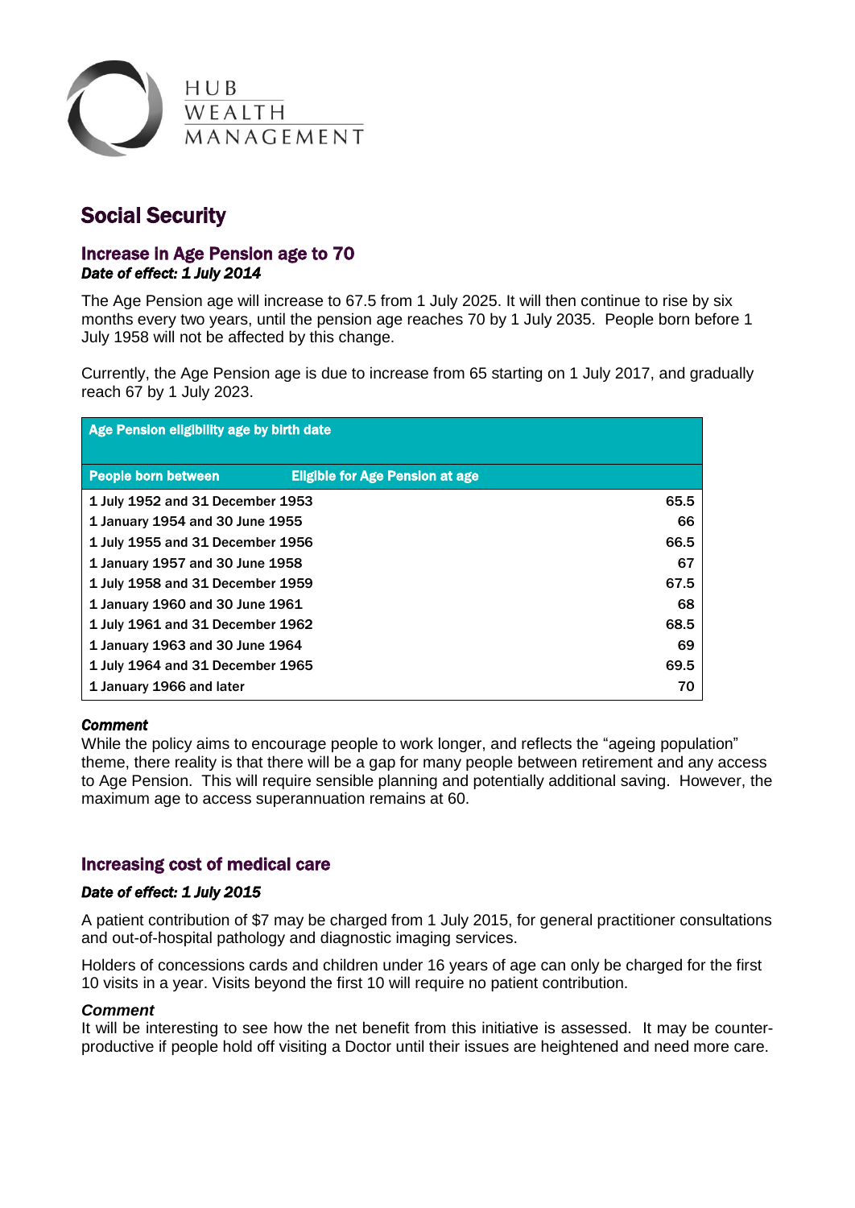HUB WEALTH MANAGEMENT

# Social Security

## Increase in Age Pension age to 70

***Date of effect: 1 July 2014***

The Age Pension age will increase to 67.5 from 1 July 2025. It will then continue to rise by six months every two years, until the pension age reaches 70 by 1 July 2035. People born before 1 July 1958 will not be affected by this change.

Currently, the Age Pension age is due to increase from 65 starting on 1 July 2017, and gradually reach 67 by 1 July 2023.

| Age Pension eligibility age by birth date | |
|---|---|
| **People born between** | **Eligible for Age Pension at age** |
| 1 July 1952 and 31 December 1953 | 65.5 |
| 1 January 1954 and 30 June 1955 | 66 |
| 1 July 1955 and 31 December 1956 | 66.5 |
| 1 January 1957 and 30 June 1958 | 67 |
| 1 July 1958 and 31 December 1959 | 67.5 |
| 1 January 1960 and 30 June 1961 | 68 |
| 1 July 1961 and 31 December 1962 | 68.5 |
| 1 January 1963 and 30 June 1964 | 69 |
| 1 July 1964 and 31 December 1965 | 69.5 |
| 1 January 1966 and later | 70 |

***Comment***

While the policy aims to encourage people to work longer, and reflects the "ageing population" theme, there reality is that there will be a gap for many people between retirement and any access to Age Pension. This will require sensible planning and potentially additional saving. However, the maximum age to access superannuation remains at 60.

## Increasing cost of medical care

***Date of effect: 1 July 2015***

A patient contribution of $7 may be charged from 1 July 2015, for general practitioner consultations and out-of-hospital pathology and diagnostic imaging services.

Holders of concessions cards and children under 16 years of age can only be charged for the first 10 visits in a year. Visits beyond the first 10 will require no patient contribution.

***Comment***

It will be interesting to see how the net benefit from this initiative is assessed. It may be counter-productive if people hold off visiting a Doctor until their issues are heightened and need more care.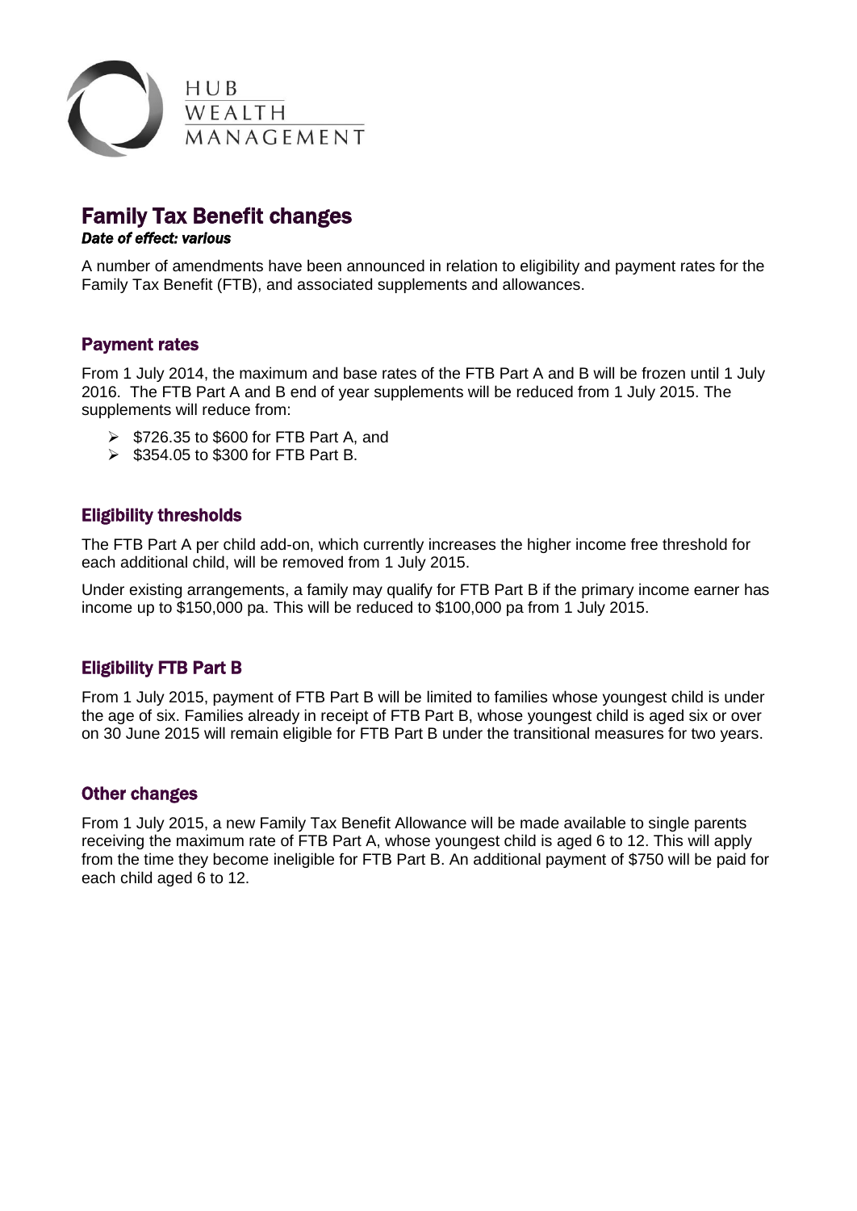HUB WEALTH MANAGEMENT

# Family Tax Benefit changes

***Date of effect: various***

A number of amendments have been announced in relation to eligibility and payment rates for the Family Tax Benefit (FTB), and associated supplements and allowances.

## Payment rates

From 1 July 2014, the maximum and base rates of the FTB Part A and B will be frozen until 1 July 2016. The FTB Part A and B end of year supplements will be reduced from 1 July 2015. The supplements will reduce from:

- $726.35 to $600 for FTB Part A, and
- $354.05 to $300 for FTB Part B.

## Eligibility thresholds

The FTB Part A per child add-on, which currently increases the higher income free threshold for each additional child, will be removed from 1 July 2015.

Under existing arrangements, a family may qualify for FTB Part B if the primary income earner has income up to $150,000 pa. This will be reduced to $100,000 pa from 1 July 2015.

## Eligibility FTB Part B

From 1 July 2015, payment of FTB Part B will be limited to families whose youngest child is under the age of six. Families already in receipt of FTB Part B, whose youngest child is aged six or over on 30 June 2015 will remain eligible for FTB Part B under the transitional measures for two years.

## Other changes

From 1 July 2015, a new Family Tax Benefit Allowance will be made available to single parents receiving the maximum rate of FTB Part A, whose youngest child is aged 6 to 12. This will apply from the time they become ineligible for FTB Part B. An additional payment of $750 will be paid for each child aged 6 to 12.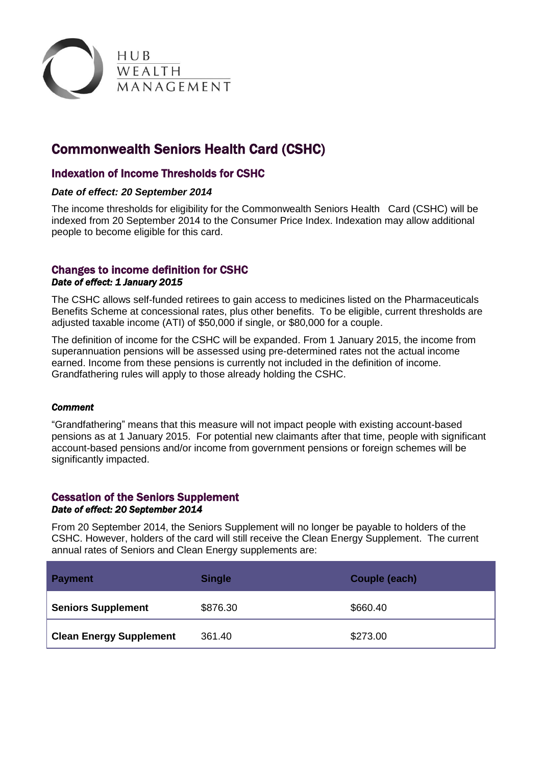HUB WEALTH MANAGEMENT

# Commonwealth Seniors Health Card (CSHC)

## Indexation of Income Thresholds for CSHC

***Date of effect: 20 September 2014***

The income thresholds for eligibility for the Commonwealth Seniors Health Card (CSHC) will be indexed from 20 September 2014 to the Consumer Price Index. Indexation may allow additional people to become eligible for this card.

## Changes to income definition for CSHC

***Date of effect: 1 January 2015***

The CSHC allows self-funded retirees to gain access to medicines listed on the Pharmaceuticals Benefits Scheme at concessional rates, plus other benefits. To be eligible, current thresholds are adjusted taxable income (ATI) of $50,000 if single, or $80,000 for a couple.

The definition of income for the CSHC will be expanded. From 1 January 2015, the income from superannuation pensions will be assessed using pre-determined rates not the actual income earned. Income from these pensions is currently not included in the definition of income. Grandfathering rules will apply to those already holding the CSHC.

***Comment***

"Grandfathering" means that this measure will not impact people with existing account-based pensions as at 1 January 2015. For potential new claimants after that time, people with significant account-based pensions and/or income from government pensions or foreign schemes will be significantly impacted.

## Cessation of the Seniors Supplement

***Date of effect: 20 September 2014***

From 20 September 2014, the Seniors Supplement will no longer be payable to holders of the CSHC. However, holders of the card will still receive the Clean Energy Supplement. The current annual rates of Seniors and Clean Energy supplements are:

| Payment | Single | Couple (each) |
| --- | --- | --- |
| **Seniors Supplement** | $876.30 | $660.40 |
| **Clean Energy Supplement** | 361.40 | $273.00 |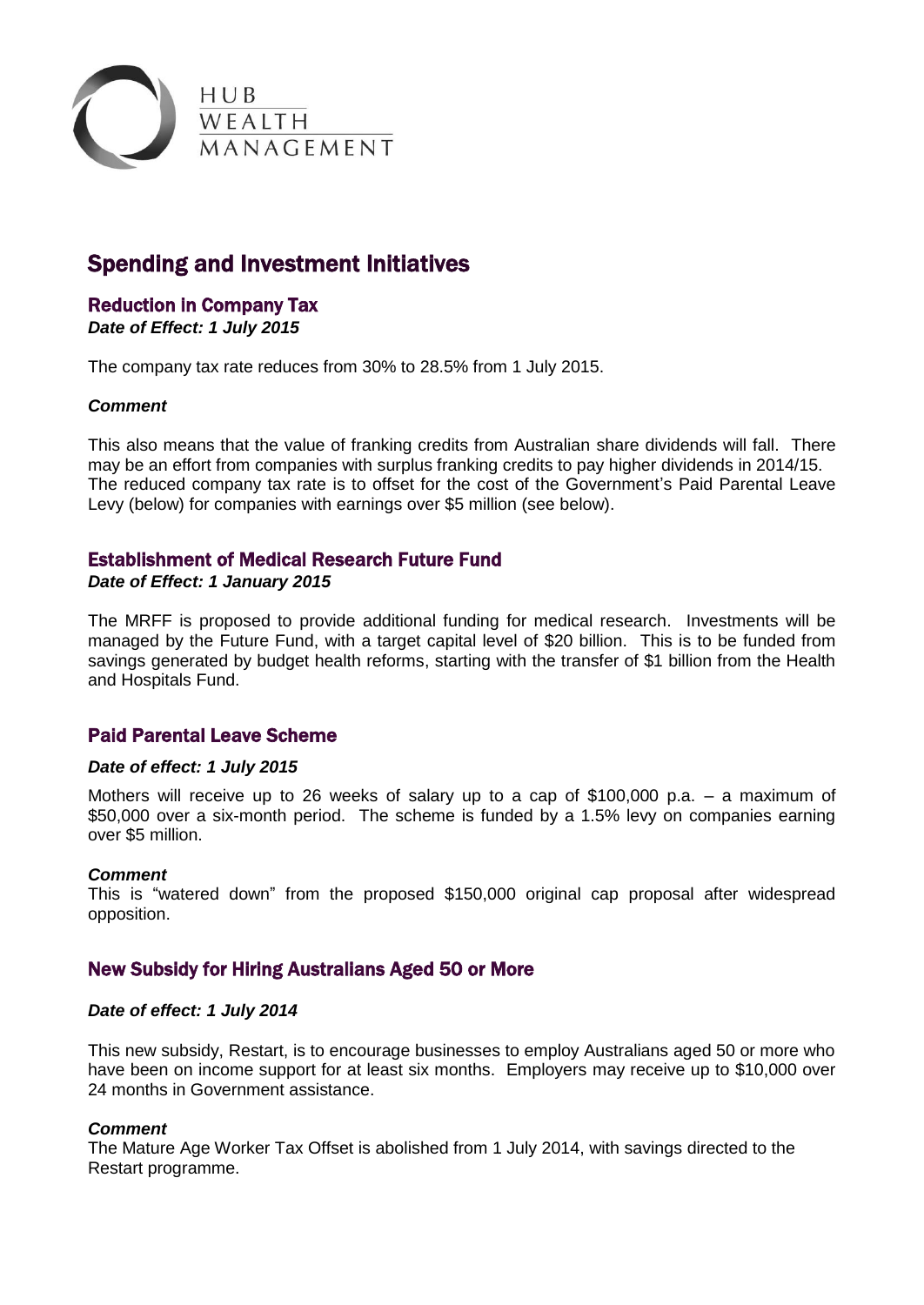HUB WEALTH MANAGEMENT

# Spending and Investment Initiatives

## Reduction in Company Tax

***Date of Effect: 1 July 2015***

The company tax rate reduces from 30% to 28.5% from 1 July 2015.

***Comment***

This also means that the value of franking credits from Australian share dividends will fall. There may be an effort from companies with surplus franking credits to pay higher dividends in 2014/15. The reduced company tax rate is to offset for the cost of the Government's Paid Parental Leave Levy (below) for companies with earnings over $5 million (see below).

## Establishment of Medical Research Future Fund

***Date of Effect: 1 January 2015***

The MRFF is proposed to provide additional funding for medical research. Investments will be managed by the Future Fund, with a target capital level of $20 billion. This is to be funded from savings generated by budget health reforms, starting with the transfer of $1 billion from the Health and Hospitals Fund.

## Paid Parental Leave Scheme

***Date of effect: 1 July 2015***

Mothers will receive up to 26 weeks of salary up to a cap of $100,000 p.a. – a maximum of $50,000 over a six-month period. The scheme is funded by a 1.5% levy on companies earning over $5 million.

***Comment***

This is "watered down" from the proposed $150,000 original cap proposal after widespread opposition.

## New Subsidy for Hiring Australians Aged 50 or More

***Date of effect: 1 July 2014***

This new subsidy, Restart, is to encourage businesses to employ Australians aged 50 or more who have been on income support for at least six months. Employers may receive up to $10,000 over 24 months in Government assistance.

***Comment***

The Mature Age Worker Tax Offset is abolished from 1 July 2014, with savings directed to the Restart programme.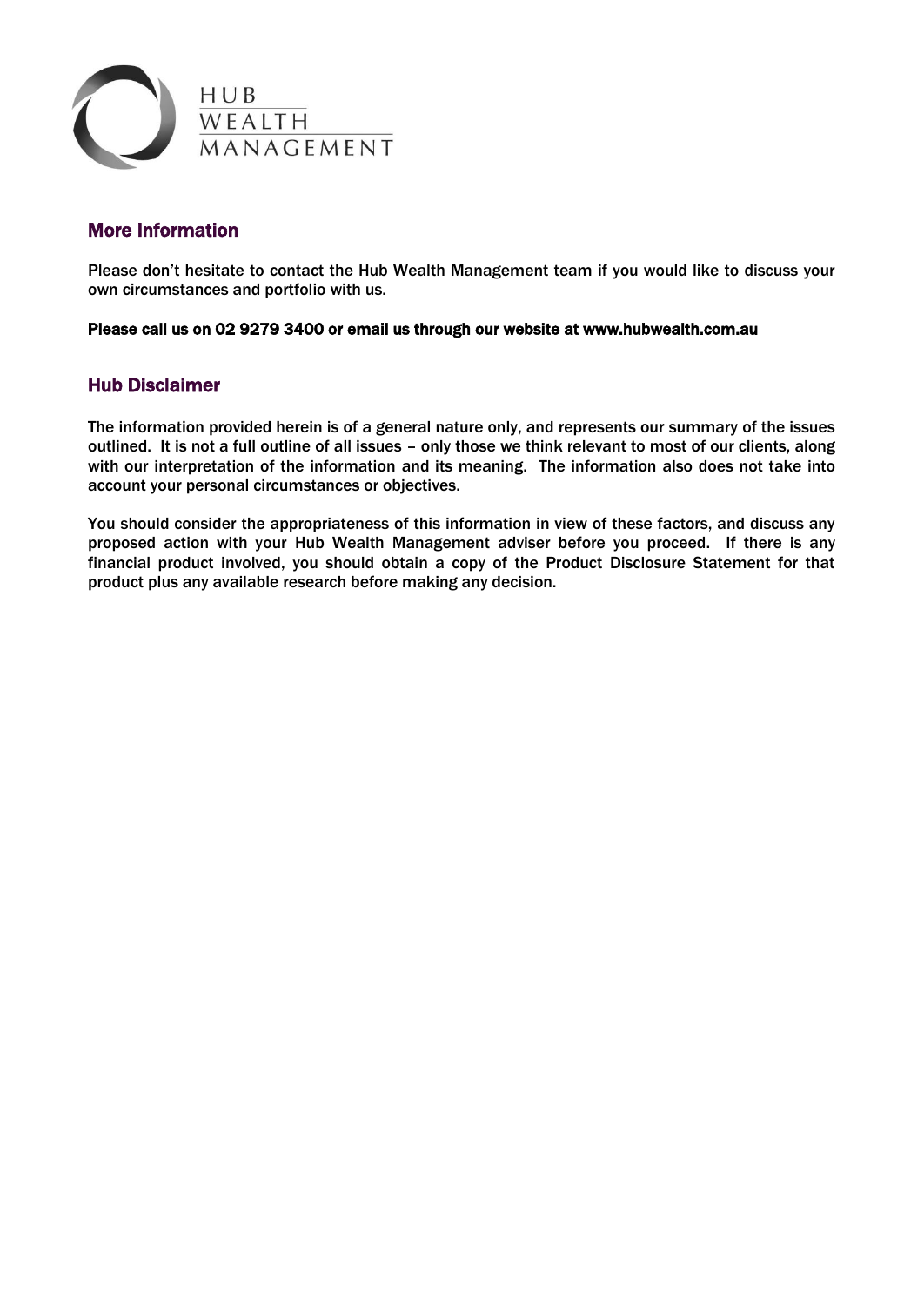HUB
WEALTH
MANAGEMENT

## More Information

Please don't hesitate to contact the Hub Wealth Management team if you would like to discuss your own circumstances and portfolio with us.

**Please call us on 02 9279 3400 or email us through our website at www.hubwealth.com.au**

## Hub Disclaimer

The information provided herein is of a general nature only, and represents our summary of the issues outlined. It is not a full outline of all issues – only those we think relevant to most of our clients, along with our interpretation of the information and its meaning. The information also does not take into account your personal circumstances or objectives.

You should consider the appropriateness of this information in view of these factors, and discuss any proposed action with your Hub Wealth Management adviser before you proceed. If there is any financial product involved, you should obtain a copy of the Product Disclosure Statement for that product plus any available research before making any decision.